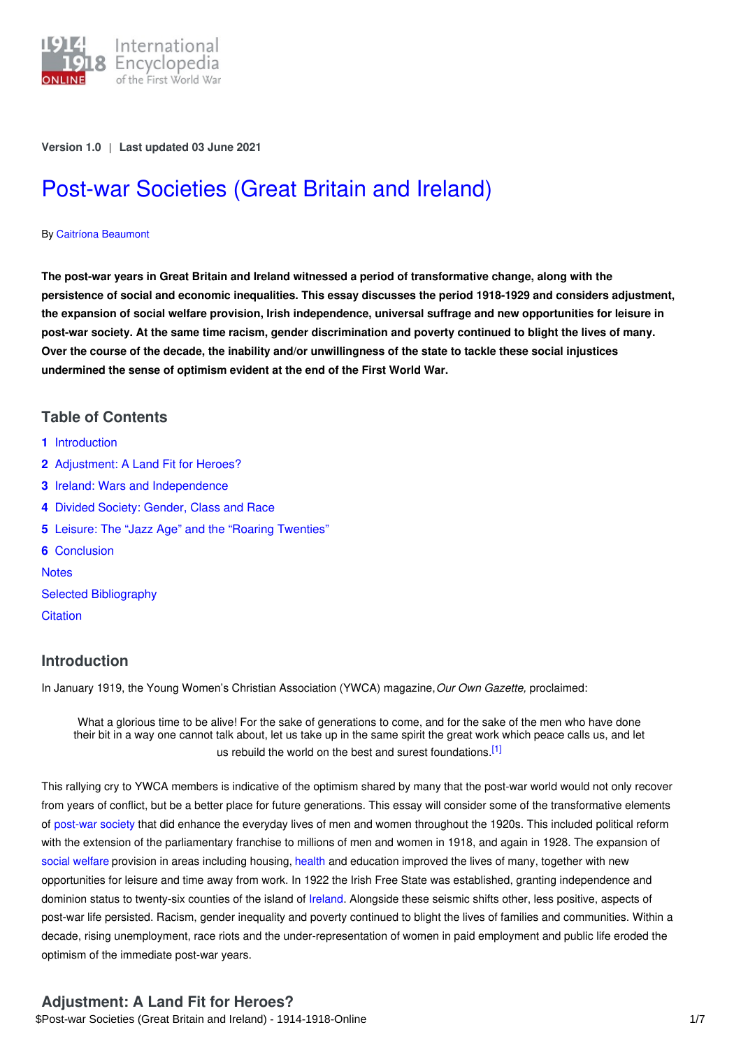Version 1.0 | Last updated 03 June 2021

# Post-war Societies (Great Britain and Ireland)

By Caitríona Beaumont

**The post-war years in Great Britain and Ireland witnessed a period of transformative change, along with the persistence of social and economic inequalities. This essay discusses the period 1918-1929 and considers adjustment, the expansion of social welfare provision, Irish independence, universal suffrage and new opportunities for leisure in post-war society. At the same time racism, gender discrimination and poverty continued to blight the lives of many. Over the course of the decade, the inability and/or unwillingness of the state to tackle these social injustices undermined the sense of optimism evident at the end of the First World War.**

## Table of Contents

1 Introduction
2 Adjustment: A Land Fit for Heroes?
3 Ireland: Wars and Independence
4 Divided Society: Gender, Class and Race
5 Leisure: The "Jazz Age" and the "Roaring Twenties"
6 Conclusion
Notes
Selected Bibliography
Citation

## Introduction

In January 1919, the Young Women's Christian Association (YWCA) magazine, *Our Own Gazette,* proclaimed:

> What a glorious time to be alive! For the sake of generations to come, and for the sake of the men who have done their bit in a way one cannot talk about, let us take up in the same spirit the great work which peace calls us, and let us rebuild the world on the best and surest foundations.[1]

This rallying cry to YWCA members is indicative of the optimism shared by many that the post-war world would not only recover from years of conflict, but be a better place for future generations. This essay will consider some of the transformative elements of post-war society that did enhance the everyday lives of men and women throughout the 1920s. This included political reform with the extension of the parliamentary franchise to millions of men and women in 1918, and again in 1928. The expansion of social welfare provision in areas including housing, health and education improved the lives of many, together with new opportunities for leisure and time away from work. In 1922 the Irish Free State was established, granting independence and dominion status to twenty-six counties of the island of Ireland. Alongside these seismic shifts other, less positive, aspects of post-war life persisted. Racism, gender inequality and poverty continued to blight the lives of families and communities. Within a decade, rising unemployment, race riots and the under-representation of women in paid employment and public life eroded the optimism of the immediate post-war years.

## Adjustment: A Land Fit for Heroes?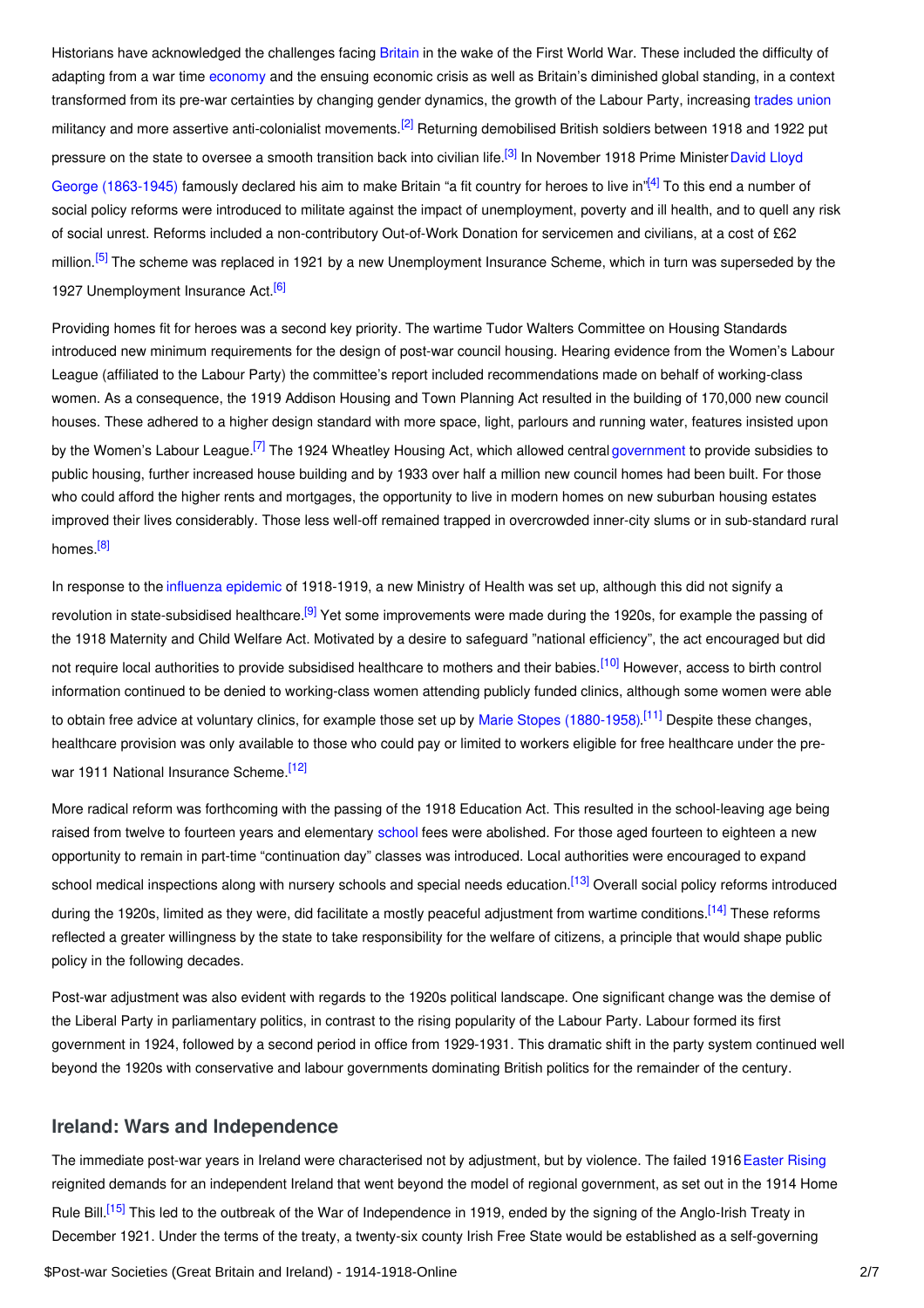Historians have acknowledged the challenges facing Britain in the wake of the First World War. These included the difficulty of adapting from a war time economy and the ensuing economic crisis as well as Britain's diminished global standing, in a context transformed from its pre-war certainties by changing gender dynamics, the growth of the Labour Party, increasing trades union militancy and more assertive anti-colonialist movements.[2] Returning demobilised British soldiers between 1918 and 1922 put pressure on the state to oversee a smooth transition back into civilian life.[3] In November 1918 Prime Minister David Lloyd George (1863-1945) famously declared his aim to make Britain "a fit country for heroes to live in".[4] To this end a number of social policy reforms were introduced to militate against the impact of unemployment, poverty and ill health, and to quell any risk of social unrest. Reforms included a non-contributory Out-of-Work Donation for servicemen and civilians, at a cost of £62 million.[5] The scheme was replaced in 1921 by a new Unemployment Insurance Scheme, which in turn was superseded by the 1927 Unemployment Insurance Act.[6]

Providing homes fit for heroes was a second key priority. The wartime Tudor Walters Committee on Housing Standards introduced new minimum requirements for the design of post-war council housing. Hearing evidence from the Women's Labour League (affiliated to the Labour Party) the committee's report included recommendations made on behalf of working-class women. As a consequence, the 1919 Addison Housing and Town Planning Act resulted in the building of 170,000 new council houses. These adhered to a higher design standard with more space, light, parlours and running water, features insisted upon by the Women's Labour League.[7] The 1924 Wheatley Housing Act, which allowed central government to provide subsidies to public housing, further increased house building and by 1933 over half a million new council homes had been built. For those who could afford the higher rents and mortgages, the opportunity to live in modern homes on new suburban housing estates improved their lives considerably. Those less well-off remained trapped in overcrowded inner-city slums or in sub-standard rural homes.[8]

In response to the influenza epidemic of 1918-1919, a new Ministry of Health was set up, although this did not signify a revolution in state-subsidised healthcare.[9] Yet some improvements were made during the 1920s, for example the passing of the 1918 Maternity and Child Welfare Act. Motivated by a desire to safeguard "national efficiency", the act encouraged but did not require local authorities to provide subsidised healthcare to mothers and their babies.[10] However, access to birth control information continued to be denied to working-class women attending publicly funded clinics, although some women were able to obtain free advice at voluntary clinics, for example those set up by Marie Stopes (1880-1958).[11] Despite these changes, healthcare provision was only available to those who could pay or limited to workers eligible for free healthcare under the pre-war 1911 National Insurance Scheme.[12]

More radical reform was forthcoming with the passing of the 1918 Education Act. This resulted in the school-leaving age being raised from twelve to fourteen years and elementary school fees were abolished. For those aged fourteen to eighteen a new opportunity to remain in part-time "continuation day" classes was introduced. Local authorities were encouraged to expand school medical inspections along with nursery schools and special needs education.[13] Overall social policy reforms introduced during the 1920s, limited as they were, did facilitate a mostly peaceful adjustment from wartime conditions.[14] These reforms reflected a greater willingness by the state to take responsibility for the welfare of citizens, a principle that would shape public policy in the following decades.

Post-war adjustment was also evident with regards to the 1920s political landscape. One significant change was the demise of the Liberal Party in parliamentary politics, in contrast to the rising popularity of the Labour Party. Labour formed its first government in 1924, followed by a second period in office from 1929-1931. This dramatic shift in the party system continued well beyond the 1920s with conservative and labour governments dominating British politics for the remainder of the century.

## Ireland: Wars and Independence

The immediate post-war years in Ireland were characterised not by adjustment, but by violence. The failed 1916 Easter Rising reignited demands for an independent Ireland that went beyond the model of regional government, as set out in the 1914 Home Rule Bill.[15] This led to the outbreak of the War of Independence in 1919, ended by the signing of the Anglo-Irish Treaty in December 1921. Under the terms of the treaty, a twenty-six county Irish Free State would be established as a self-governing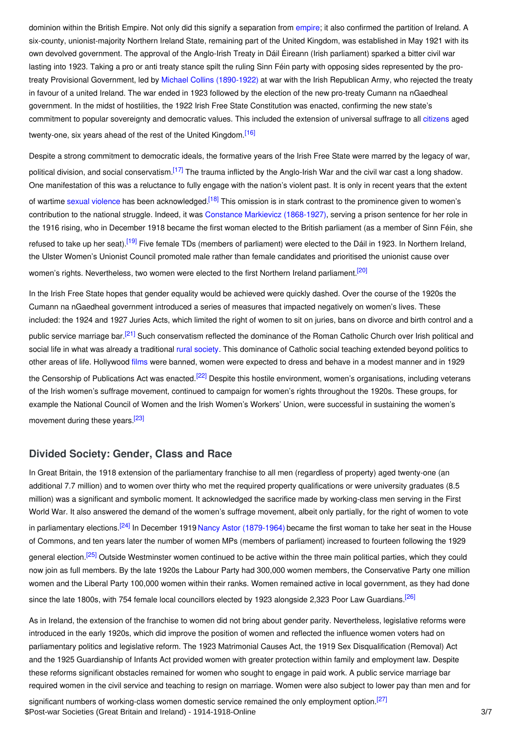dominion within the British Empire. Not only did this signify a separation from empire; it also confirmed the partition of Ireland. A six-county, unionist-majority Northern Ireland State, remaining part of the United Kingdom, was established in May 1921 with its own devolved government. The approval of the Anglo-Irish Treaty in Dáil Éireann (Irish parliament) sparked a bitter civil war lasting into 1923. Taking a pro or anti treaty stance spilt the ruling Sinn Féin party with opposing sides represented by the pro-treaty Provisional Government, led by Michael Collins (1890-1922) at war with the Irish Republican Army, who rejected the treaty in favour of a united Ireland. The war ended in 1923 followed by the election of the new pro-treaty Cumann na nGaedheal government. In the midst of hostilities, the 1922 Irish Free State Constitution was enacted, confirming the new state's commitment to popular sovereignty and democratic values. This included the extension of universal suffrage to all citizens aged twenty-one, six years ahead of the rest of the United Kingdom.[16]

Despite a strong commitment to democratic ideals, the formative years of the Irish Free State were marred by the legacy of war, political division, and social conservatism.[17] The trauma inflicted by the Anglo-Irish War and the civil war cast a long shadow. One manifestation of this was a reluctance to fully engage with the nation's violent past. It is only in recent years that the extent of wartime sexual violence has been acknowledged.[18] This omission is in stark contrast to the prominence given to women's contribution to the national struggle. Indeed, it was Constance Markievicz (1868-1927), serving a prison sentence for her role in the 1916 rising, who in December 1918 became the first woman elected to the British parliament (as a member of Sinn Féin, she refused to take up her seat).[19] Five female TDs (members of parliament) were elected to the Dáil in 1923. In Northern Ireland, the Ulster Women's Unionist Council promoted male rather than female candidates and prioritised the unionist cause over women's rights. Nevertheless, two women were elected to the first Northern Ireland parliament.[20]

In the Irish Free State hopes that gender equality would be achieved were quickly dashed. Over the course of the 1920s the Cumann na nGaedheal government introduced a series of measures that impacted negatively on women's lives. These included: the 1924 and 1927 Juries Acts, which limited the right of women to sit on juries, bans on divorce and birth control and a public service marriage bar.[21] Such conservatism reflected the dominance of the Roman Catholic Church over Irish political and social life in what was already a traditional rural society. This dominance of Catholic social teaching extended beyond politics to other areas of life. Hollywood films were banned, women were expected to dress and behave in a modest manner and in 1929 the Censorship of Publications Act was enacted.[22] Despite this hostile environment, women's organisations, including veterans of the Irish women's suffrage movement, continued to campaign for women's rights throughout the 1920s. These groups, for example the National Council of Women and the Irish Women's Workers' Union, were successful in sustaining the women's movement during these years.[23]

## Divided Society: Gender, Class and Race

In Great Britain, the 1918 extension of the parliamentary franchise to all men (regardless of property) aged twenty-one (an additional 7.7 million) and to women over thirty who met the required property qualifications or were university graduates (8.5 million) was a significant and symbolic moment. It acknowledged the sacrifice made by working-class men serving in the First World War. It also answered the demand of the women's suffrage movement, albeit only partially, for the right of women to vote in parliamentary elections.[24] In December 1919 Nancy Astor (1879-1964) became the first woman to take her seat in the House of Commons, and ten years later the number of women MPs (members of parliament) increased to fourteen following the 1929 general election.[25] Outside Westminster women continued to be active within the three main political parties, which they could now join as full members. By the late 1920s the Labour Party had 300,000 women members, the Conservative Party one million women and the Liberal Party 100,000 women within their ranks. Women remained active in local government, as they had done since the late 1800s, with 754 female local councillors elected by 1923 alongside 2,323 Poor Law Guardians.[26]

As in Ireland, the extension of the franchise to women did not bring about gender parity. Nevertheless, legislative reforms were introduced in the early 1920s, which did improve the position of women and reflected the influence women voters had on parliamentary politics and legislative reform. The 1923 Matrimonial Causes Act, the 1919 Sex Disqualification (Removal) Act and the 1925 Guardianship of Infants Act provided women with greater protection within family and employment law. Despite these reforms significant obstacles remained for women who sought to engage in paid work. A public service marriage bar required women in the civil service and teaching to resign on marriage. Women were also subject to lower pay than men and for significant numbers of working-class women domestic service remained the only employment option.[27]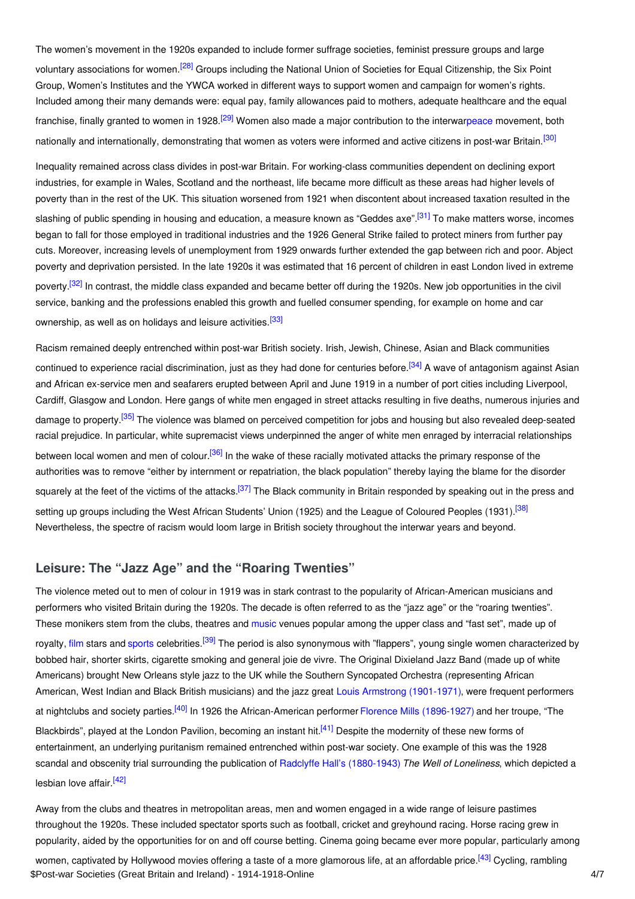The women's movement in the 1920s expanded to include former suffrage societies, feminist pressure groups and large voluntary associations for women.[28] Groups including the National Union of Societies for Equal Citizenship, the Six Point Group, Women's Institutes and the YWCA worked in different ways to support women and campaign for women's rights. Included among their many demands were: equal pay, family allowances paid to mothers, adequate healthcare and the equal franchise, finally granted to women in 1928.[29] Women also made a major contribution to the interwarpeace movement, both nationally and internationally, demonstrating that women as voters were informed and active citizens in post-war Britain.[30]

Inequality remained across class divides in post-war Britain. For working-class communities dependent on declining export industries, for example in Wales, Scotland and the northeast, life became more difficult as these areas had higher levels of poverty than in the rest of the UK. This situation worsened from 1921 when discontent about increased taxation resulted in the slashing of public spending in housing and education, a measure known as "Geddes axe".[31] To make matters worse, incomes began to fall for those employed in traditional industries and the 1926 General Strike failed to protect miners from further pay cuts. Moreover, increasing levels of unemployment from 1929 onwards further extended the gap between rich and poor. Abject poverty and deprivation persisted. In the late 1920s it was estimated that 16 percent of children in east London lived in extreme poverty.[32] In contrast, the middle class expanded and became better off during the 1920s. New job opportunities in the civil service, banking and the professions enabled this growth and fuelled consumer spending, for example on home and car ownership, as well as on holidays and leisure activities.[33]

Racism remained deeply entrenched within post-war British society. Irish, Jewish, Chinese, Asian and Black communities continued to experience racial discrimination, just as they had done for centuries before.[34] A wave of antagonism against Asian and African ex-service men and seafarers erupted between April and June 1919 in a number of port cities including Liverpool, Cardiff, Glasgow and London. Here gangs of white men engaged in street attacks resulting in five deaths, numerous injuries and damage to property.[35] The violence was blamed on perceived competition for jobs and housing but also revealed deep-seated racial prejudice. In particular, white supremacist views underpinned the anger of white men enraged by interracial relationships between local women and men of colour.[36] In the wake of these racially motivated attacks the primary response of the authorities was to remove "either by internment or repatriation, the black population" thereby laying the blame for the disorder squarely at the feet of the victims of the attacks.[37] The Black community in Britain responded by speaking out in the press and setting up groups including the West African Students' Union (1925) and the League of Coloured Peoples (1931).[38] Nevertheless, the spectre of racism would loom large in British society throughout the interwar years and beyond.

## Leisure: The "Jazz Age" and the "Roaring Twenties"

The violence meted out to men of colour in 1919 was in stark contrast to the popularity of African-American musicians and performers who visited Britain during the 1920s. The decade is often referred to as the "jazz age" or the "roaring twenties". These monikers stem from the clubs, theatres and music venues popular among the upper class and "fast set", made up of royalty, film stars and sports celebrities.[39] The period is also synonymous with "flappers", young single women characterized by bobbed hair, shorter skirts, cigarette smoking and general joie de vivre. The Original Dixieland Jazz Band (made up of white Americans) brought New Orleans style jazz to the UK while the Southern Syncopated Orchestra (representing African American, West Indian and Black British musicians) and the jazz great Louis Armstrong (1901-1971), were frequent performers at nightclubs and society parties.[40] In 1926 the African-American performer Florence Mills (1896-1927) and her troupe, "The Blackbirds", played at the London Pavilion, becoming an instant hit.[41] Despite the modernity of these new forms of entertainment, an underlying puritanism remained entrenched within post-war society. One example of this was the 1928 scandal and obscenity trial surrounding the publication of Radclyffe Hall's (1880-1943) *The Well of Loneliness*, which depicted a lesbian love affair.[42]

Away from the clubs and theatres in metropolitan areas, men and women engaged in a wide range of leisure pastimes throughout the 1920s. These included spectator sports such as football, cricket and greyhound racing. Horse racing grew in popularity, aided by the opportunities for on and off course betting. Cinema going became ever more popular, particularly among women, captivated by Hollywood movies offering a taste of a more glamorous life, at an affordable price.[43] Cycling, rambling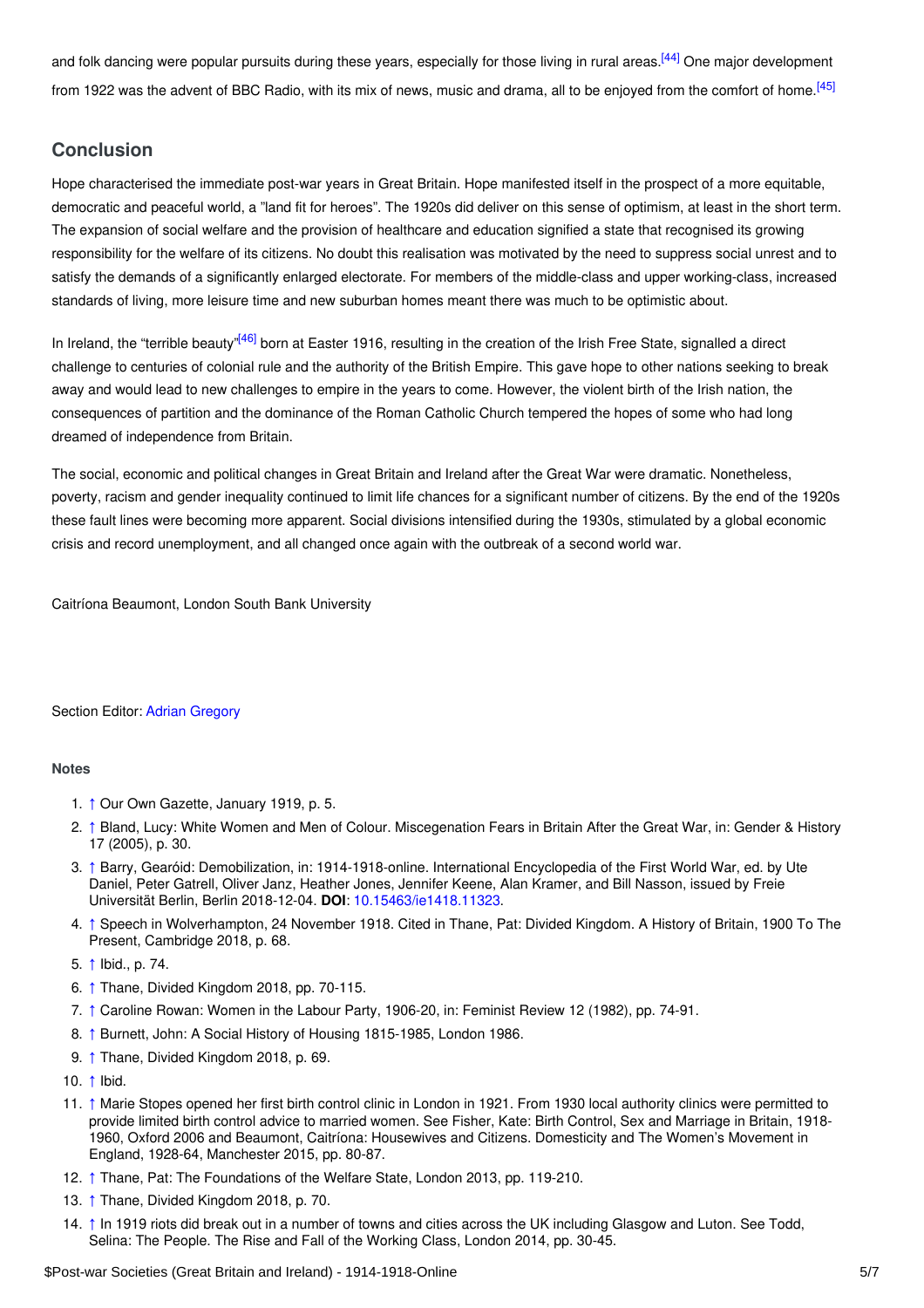and folk dancing were popular pursuits during these years, especially for those living in rural areas.[44] One major development from 1922 was the advent of BBC Radio, with its mix of news, music and drama, all to be enjoyed from the comfort of home.[45]

## Conclusion

Hope characterised the immediate post-war years in Great Britain. Hope manifested itself in the prospect of a more equitable, democratic and peaceful world, a "land fit for heroes". The 1920s did deliver on this sense of optimism, at least in the short term. The expansion of social welfare and the provision of healthcare and education signified a state that recognised its growing responsibility for the welfare of its citizens. No doubt this realisation was motivated by the need to suppress social unrest and to satisfy the demands of a significantly enlarged electorate. For members of the middle-class and upper working-class, increased standards of living, more leisure time and new suburban homes meant there was much to be optimistic about.

In Ireland, the "terrible beauty"[46] born at Easter 1916, resulting in the creation of the Irish Free State, signalled a direct challenge to centuries of colonial rule and the authority of the British Empire. This gave hope to other nations seeking to break away and would lead to new challenges to empire in the years to come. However, the violent birth of the Irish nation, the consequences of partition and the dominance of the Roman Catholic Church tempered the hopes of some who had long dreamed of independence from Britain.

The social, economic and political changes in Great Britain and Ireland after the Great War were dramatic. Nonetheless, poverty, racism and gender inequality continued to limit life chances for a significant number of citizens. By the end of the 1920s these fault lines were becoming more apparent. Social divisions intensified during the 1930s, stimulated by a global economic crisis and record unemployment, and all changed once again with the outbreak of a second world war.

Caitríona Beaumont, London South Bank University

Section Editor: Adrian Gregory

### Notes

1. ↑ Our Own Gazette, January 1919, p. 5.
2. ↑ Bland, Lucy: White Women and Men of Colour. Miscegenation Fears in Britain After the Great War, in: Gender & History 17 (2005), p. 30.
3. ↑ Barry, Gearóid: Demobilization, in: 1914-1918-online. International Encyclopedia of the First World War, ed. by Ute Daniel, Peter Gatrell, Oliver Janz, Heather Jones, Jennifer Keene, Alan Kramer, and Bill Nasson, issued by Freie Universität Berlin, Berlin 2018-12-04. **DOI**: 10.15463/ie1418.11323.
4. ↑ Speech in Wolverhampton, 24 November 1918. Cited in Thane, Pat: Divided Kingdom. A History of Britain, 1900 To The Present, Cambridge 2018, p. 68.
5. ↑ Ibid., p. 74.
6. ↑ Thane, Divided Kingdom 2018, pp. 70-115.
7. ↑ Caroline Rowan: Women in the Labour Party, 1906-20, in: Feminist Review 12 (1982), pp. 74-91.
8. ↑ Burnett, John: A Social History of Housing 1815-1985, London 1986.
9. ↑ Thane, Divided Kingdom 2018, p. 69.
10. ↑ Ibid.
11. ↑ Marie Stopes opened her first birth control clinic in London in 1921. From 1930 local authority clinics were permitted to provide limited birth control advice to married women. See Fisher, Kate: Birth Control, Sex and Marriage in Britain, 1918-1960, Oxford 2006 and Beaumont, Caitríona: Housewives and Citizens. Domesticity and The Women's Movement in England, 1928-64, Manchester 2015, pp. 80-87.
12. ↑ Thane, Pat: The Foundations of the Welfare State, London 2013, pp. 119-210.
13. ↑ Thane, Divided Kingdom 2018, p. 70.
14. ↑ In 1919 riots did break out in a number of towns and cities across the UK including Glasgow and Luton. See Todd, Selina: The People. The Rise and Fall of the Working Class, London 2014, pp. 30-45.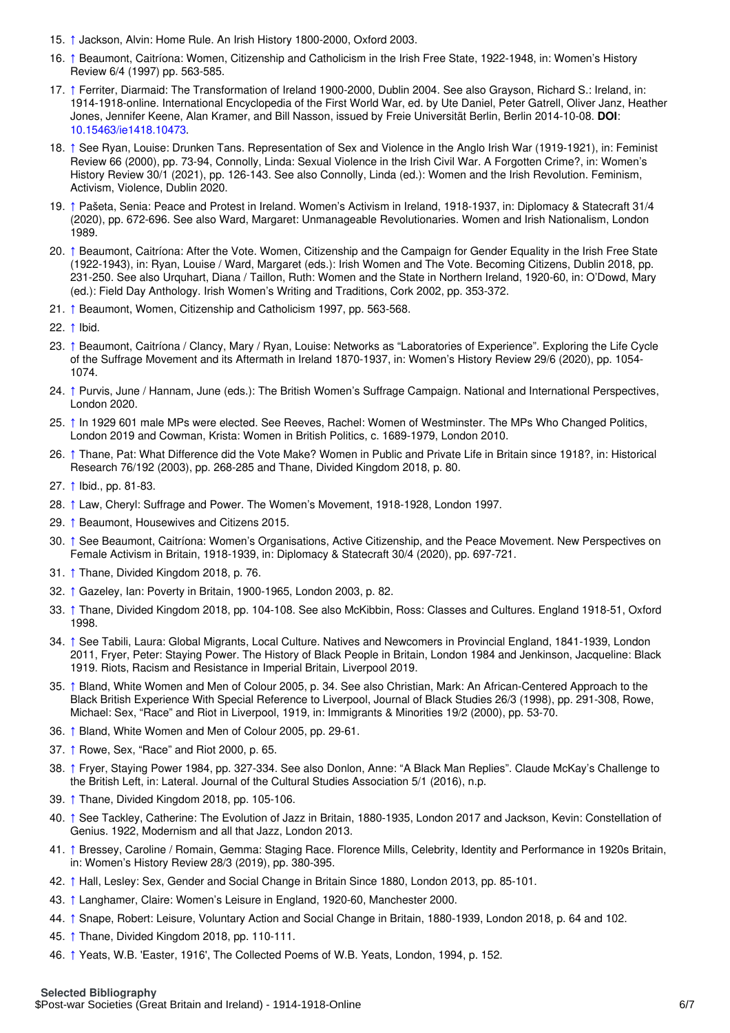15. ↑ Jackson, Alvin: Home Rule. An Irish History 1800-2000, Oxford 2003.
16. ↑ Beaumont, Caitríona: Women, Citizenship and Catholicism in the Irish Free State, 1922-1948, in: Women's History Review 6/4 (1997) pp. 563-585.
17. ↑ Ferriter, Diarmaid: The Transformation of Ireland 1900-2000, Dublin 2004. See also Grayson, Richard S.: Ireland, in: 1914-1918-online. International Encyclopedia of the First World War, ed. by Ute Daniel, Peter Gatrell, Oliver Janz, Heather Jones, Jennifer Keene, Alan Kramer, and Bill Nasson, issued by Freie Universität Berlin, Berlin 2014-10-08. **DOI**: 10.15463/ie1418.10473.
18. ↑ See Ryan, Louise: Drunken Tans. Representation of Sex and Violence in the Anglo Irish War (1919-1921), in: Feminist Review 66 (2000), pp. 73-94, Connolly, Linda: Sexual Violence in the Irish Civil War. A Forgotten Crime?, in: Women's History Review 30/1 (2021), pp. 126-143. See also Connolly, Linda (ed.): Women and the Irish Revolution. Feminism, Activism, Violence, Dublin 2020.
19. ↑ Pašeta, Senia: Peace and Protest in Ireland. Women's Activism in Ireland, 1918-1937, in: Diplomacy & Statecraft 31/4 (2020), pp. 672-696. See also Ward, Margaret: Unmanageable Revolutionaries. Women and Irish Nationalism, London 1989.
20. ↑ Beaumont, Caitríona: After the Vote. Women, Citizenship and the Campaign for Gender Equality in the Irish Free State (1922-1943), in: Ryan, Louise / Ward, Margaret (eds.): Irish Women and The Vote. Becoming Citizens, Dublin 2018, pp. 231-250. See also Urquhart, Diana / Taillon, Ruth: Women and the State in Northern Ireland, 1920-60, in: O'Dowd, Mary (ed.): Field Day Anthology. Irish Women's Writing and Traditions, Cork 2002, pp. 353-372.
21. ↑ Beaumont, Women, Citizenship and Catholicism 1997, pp. 563-568.
22. ↑ Ibid.
23. ↑ Beaumont, Caitríona / Clancy, Mary / Ryan, Louise: Networks as "Laboratories of Experience". Exploring the Life Cycle of the Suffrage Movement and its Aftermath in Ireland 1870-1937, in: Women's History Review 29/6 (2020), pp. 1054-1074.
24. ↑ Purvis, June / Hannam, June (eds.): The British Women's Suffrage Campaign. National and International Perspectives, London 2020.
25. ↑ In 1929 601 male MPs were elected. See Reeves, Rachel: Women of Westminster. The MPs Who Changed Politics, London 2019 and Cowman, Krista: Women in British Politics, c. 1689-1979, London 2010.
26. ↑ Thane, Pat: What Difference did the Vote Make? Women in Public and Private Life in Britain since 1918?, in: Historical Research 76/192 (2003), pp. 268-285 and Thane, Divided Kingdom 2018, p. 80.
27. ↑ Ibid., pp. 81-83.
28. ↑ Law, Cheryl: Suffrage and Power. The Women's Movement, 1918-1928, London 1997.
29. ↑ Beaumont, Housewives and Citizens 2015.
30. ↑ See Beaumont, Caitríona: Women's Organisations, Active Citizenship, and the Peace Movement. New Perspectives on Female Activism in Britain, 1918-1939, in: Diplomacy & Statecraft 30/4 (2020), pp. 697-721.
31. ↑ Thane, Divided Kingdom 2018, p. 76.
32. ↑ Gazeley, Ian: Poverty in Britain, 1900-1965, London 2003, p. 82.
33. ↑ Thane, Divided Kingdom 2018, pp. 104-108. See also McKibbin, Ross: Classes and Cultures. England 1918-51, Oxford 1998.
34. ↑ See Tabili, Laura: Global Migrants, Local Culture. Natives and Newcomers in Provincial England, 1841-1939, London 2011, Fryer, Peter: Staying Power. The History of Black People in Britain, London 1984 and Jenkinson, Jacqueline: Black 1919. Riots, Racism and Resistance in Imperial Britain, Liverpool 2019.
35. ↑ Bland, White Women and Men of Colour 2005, p. 34. See also Christian, Mark: An African-Centered Approach to the Black British Experience With Special Reference to Liverpool, Journal of Black Studies 26/3 (1998), pp. 291-308, Rowe, Michael: Sex, "Race" and Riot in Liverpool, 1919, in: Immigrants & Minorities 19/2 (2000), pp. 53-70.
36. ↑ Bland, White Women and Men of Colour 2005, pp. 29-61.
37. ↑ Rowe, Sex, "Race" and Riot 2000, p. 65.
38. ↑ Fryer, Staying Power 1984, pp. 327-334. See also Donlon, Anne: "A Black Man Replies". Claude McKay's Challenge to the British Left, in: Lateral. Journal of the Cultural Studies Association 5/1 (2016), n.p.
39. ↑ Thane, Divided Kingdom 2018, pp. 105-106.
40. ↑ See Tackley, Catherine: The Evolution of Jazz in Britain, 1880-1935, London 2017 and Jackson, Kevin: Constellation of Genius. 1922, Modernism and all that Jazz, London 2013.
41. ↑ Bressey, Caroline / Romain, Gemma: Staging Race. Florence Mills, Celebrity, Identity and Performance in 1920s Britain, in: Women's History Review 28/3 (2019), pp. 380-395.
42. ↑ Hall, Lesley: Sex, Gender and Social Change in Britain Since 1880, London 2013, pp. 85-101.
43. ↑ Langhamer, Claire: Women's Leisure in England, 1920-60, Manchester 2000.
44. ↑ Snape, Robert: Leisure, Voluntary Action and Social Change in Britain, 1880-1939, London 2018, p. 64 and 102.
45. ↑ Thane, Divided Kingdom 2018, pp. 110-111.
46. ↑ Yeats, W.B. 'Easter, 1916', The Collected Poems of W.B. Yeats, London, 1994, p. 152.

**Selected Bibliography**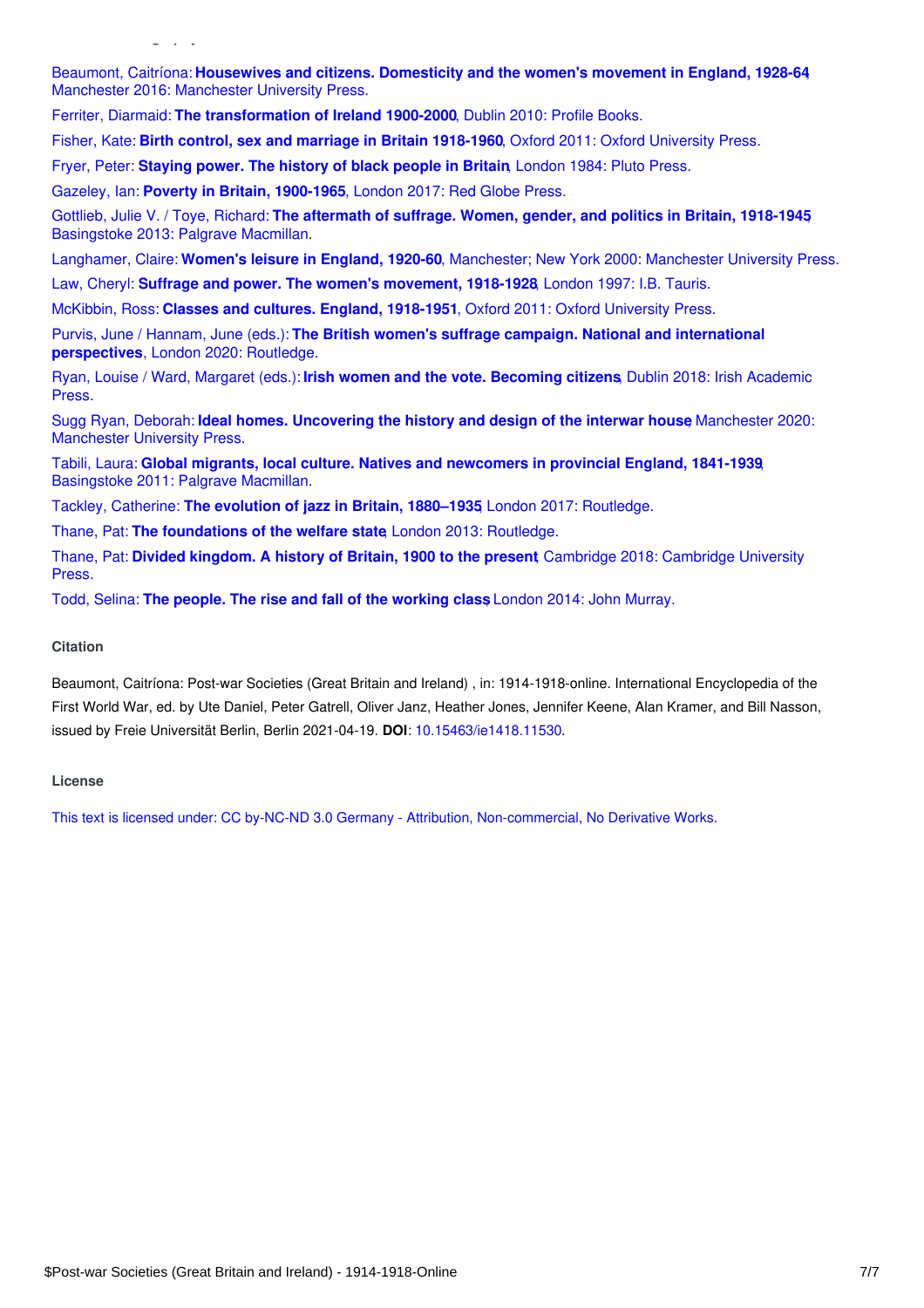Beaumont, Caitríona: **Housewives and citizens. Domesticity and the women's movement in England, 1928-64**, Manchester 2016: Manchester University Press.

Ferriter, Diarmaid: **The transformation of Ireland 1900-2000**, Dublin 2010: Profile Books.

Fisher, Kate: **Birth control, sex and marriage in Britain 1918-1960**, Oxford 2011: Oxford University Press.

Fryer, Peter: **Staying power. The history of black people in Britain**, London 1984: Pluto Press.

Gazeley, Ian: **Poverty in Britain, 1900-1965**, London 2017: Red Globe Press.

Gottlieb, Julie V. / Toye, Richard: **The aftermath of suffrage. Women, gender, and politics in Britain, 1918-1945**, Basingstoke 2013: Palgrave Macmillan.

Langhamer, Claire: **Women's leisure in England, 1920-60**, Manchester; New York 2000: Manchester University Press.

Law, Cheryl: **Suffrage and power. The women's movement, 1918-1928**, London 1997: I.B. Tauris.

McKibbin, Ross: **Classes and cultures. England, 1918-1951**, Oxford 2011: Oxford University Press.

Purvis, June / Hannam, June (eds.): **The British women's suffrage campaign. National and international perspectives**, London 2020: Routledge.

Ryan, Louise / Ward, Margaret (eds.): **Irish women and the vote. Becoming citizens**, Dublin 2018: Irish Academic Press.

Sugg Ryan, Deborah: **Ideal homes. Uncovering the history and design of the interwar house**, Manchester 2020: Manchester University Press.

Tabili, Laura: **Global migrants, local culture. Natives and newcomers in provincial England, 1841-1939**, Basingstoke 2011: Palgrave Macmillan.

Tackley, Catherine: **The evolution of jazz in Britain, 1880–1935**, London 2017: Routledge.

Thane, Pat: **The foundations of the welfare state**, London 2013: Routledge.

Thane, Pat: **Divided kingdom. A history of Britain, 1900 to the present**, Cambridge 2018: Cambridge University Press.

Todd, Selina: **The people. The rise and fall of the working class**, London 2014: John Murray.

### Citation

Beaumont, Caitríona: Post-war Societies (Great Britain and Ireland) , in: 1914-1918-online. International Encyclopedia of the First World War, ed. by Ute Daniel, Peter Gatrell, Oliver Janz, Heather Jones, Jennifer Keene, Alan Kramer, and Bill Nasson, issued by Freie Universität Berlin, Berlin 2021-04-19. **DOI**: 10.15463/ie1418.11530.

### License

This text is licensed under: CC by-NC-ND 3.0 Germany - Attribution, Non-commercial, No Derivative Works.